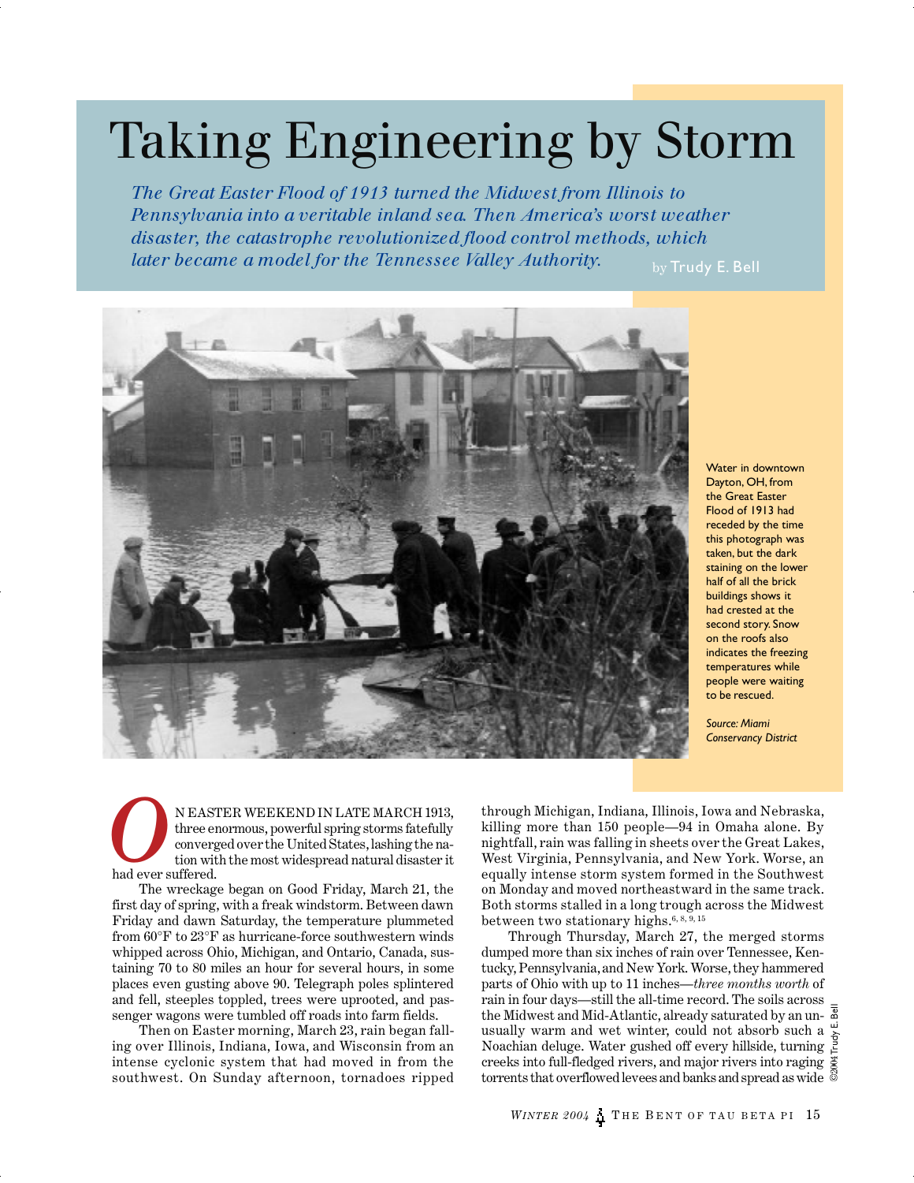# Taking Engineering by Storm

*The Great Easter Flood of 1913 turned the Midwest from Illinois to Pennsylvania into a veritable inland sea. Then America's worst weather disaster, the catastrophe revolutionized flood control methods, which later became a model for the Tennessee Valley Authority.*

by Trudy E. Bell

Water in downtown Dayton, OH, from the Great Easter Flood of 1913 had receded by the time this photograph was taken, but the dark staining on the lower half of all the brick buildings shows it had crested at the second story. Snow on the roofs also indicates the freezing temperatures while people were waiting to be rescued.

*Source: Miami Conservancy District*

On Easter weekend in late March 1913, three enormous, powerful spring storms fatefully converged over the United States, lashing the nation with the most widespread natural disaster it had ever suffered.

The wreckage began on Good Friday, March 21, the first day of spring, with a freak windstorm. Between dawn Friday and dawn Saturday, the temperature plummeted from 60°F to 23°F as hurricane-force southwestern winds whipped across Ohio, Michigan, and Ontario, Canada, sustaining 70 to 80 miles an hour for several hours, in some places even gusting above 90. Telegraph poles splintered and fell, steeples toppled, trees were uprooted, and passenger wagons were tumbled off roads into farm fields.

Then on Easter morning, March 23, rain began falling over Illinois, Indiana, Iowa, and Wisconsin from an intense cyclonic system that had moved in from the southwest. On Sunday afternoon, tornadoes ripped through Michigan, Indiana, Illinois, Iowa and Nebraska, killing more than 150 people—94 in Omaha alone. By nightfall, rain was falling in sheets over the Great Lakes, West Virginia, Pennsylvania, and New York. Worse, an equally intense storm system formed in the Southwest on Monday and moved northeastward in the same track. Both storms stalled in a long trough across the Midwest between two stationary highs.[6, 8, 9, 15]

Through Thursday, March 27, the merged storms dumped more than six inches of rain over Tennessee, Kentucky, Pennsylvania, and New York. Worse, they hammered parts of Ohio with up to 11 inches—*three months worth* of rain in four days—still the all-time record. The soils across the Midwest and Mid-Atlantic, already saturated by an unusually warm and wet winter, could not absorb such a Noachian deluge. Water gushed off every hillside, turning creeks into full-fledged rivers, and major rivers into raging torrents that overflowed levees and banks and spread as wide

©2004 Trudy E. Bell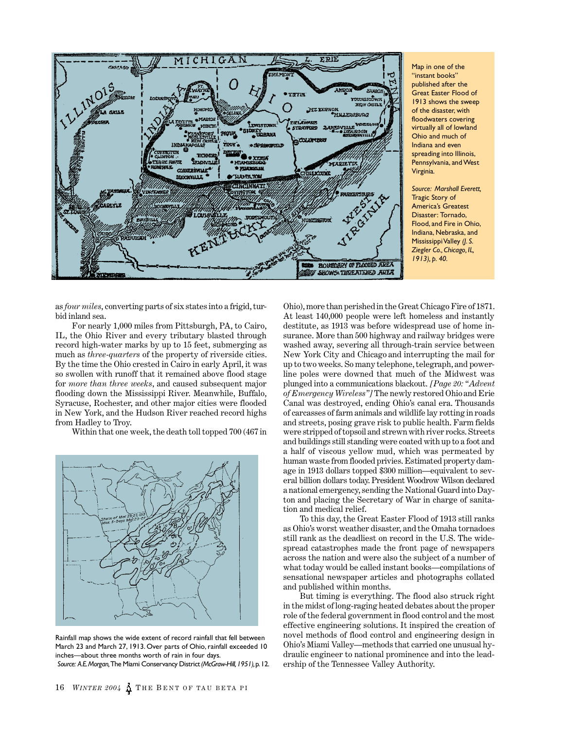Map in one of the "instant books" published after the Great Easter Flood of 1913 shows the sweep of the disaster, with floodwaters covering virtually all of lowland Ohio and much of Indiana and even spreading into Illinois, Pennsylvania, and West Virginia.

*Source: Marshall Everett,* Tragic Story of America's Greatest Disaster: Tornado, Flood, and Fire in Ohio, Indiana, Nebraska, and Mississippi Valley *(J. S. Ziegler Co., Chicago, IL, 1913), p. 40.*

as *four miles*, converting parts of six states into a frigid, turbid inland sea.

For nearly 1,000 miles from Pittsburgh, PA, to Cairo, IL, the Ohio River and every tributary blasted through record high-water marks by up to 15 feet, submerging as much as *three-quarters* of the property of riverside cities. By the time the Ohio crested in Cairo in early April, it was so swollen with runoff that it remained above flood stage for *more than three weeks*, and caused subsequent major flooding down the Mississippi River. Meanwhile, Buffalo, Syracuse, Rochester, and other major cities were flooded in New York, and the Hudson River reached record highs from Hadley to Troy.

Within that one week, the death toll topped 700 (467 in Ohio), more than perished in the Great Chicago Fire of 1871. At least 140,000 people were left homeless and instantly destitute, as 1913 was before widespread use of home insurance. More than 500 highway and railway bridges were washed away, severing all through-train service between New York City and Chicago and interrupting the mail for up to two weeks. So many telephone, telegraph, and power-line poles were downed that much of the Midwest was plunged into a communications blackout. *[Page 20: "Advent of Emergency Wireless"]* The newly restored Ohio and Erie Canal was destroyed, ending Ohio's canal era. Thousands of carcasses of farm animals and wildlife lay rotting in roads and streets, posing grave risk to public health. Farm fields were stripped of topsoil and strewn with river rocks. Streets and buildings still standing were coated with up to a foot and a half of viscous yellow mud, which was permeated by human waste from flooded privies. Estimated property damage in 1913 dollars topped $300 million—equivalent to several billion dollars today. President Woodrow Wilson declared a national emergency, sending the National Guard into Dayton and placing the Secretary of War in charge of sanitation and medical relief.

To this day, the Great Easter Flood of 1913 still ranks as Ohio's worst weather disaster, and the Omaha tornadoes still rank as the deadliest on record in the U.S. The widespread catastrophes made the front page of newspapers across the nation and were also the subject of a number of what today would be called instant books—compilations of sensational newspaper articles and photographs collated and published within months.

But timing is everything. The flood also struck right in the midst of long-raging heated debates about the proper role of the federal government in flood control and the most effective engineering solutions. It inspired the creation of novel methods of flood control and engineering design in Ohio's Miami Valley—methods that carried one unusual hydraulic engineer to national prominence and into the leadership of the Tennessee Valley Authority.

Rainfall map shows the wide extent of record rainfall that fell between March 23 and March 27, 1913. Over parts of Ohio, rainfall exceeded 10 inches—about three months worth of rain in four days.
*Source: A.E. Morgan,* The Miami Conservancy District *(McGraw-Hill, 1951),* p. 12.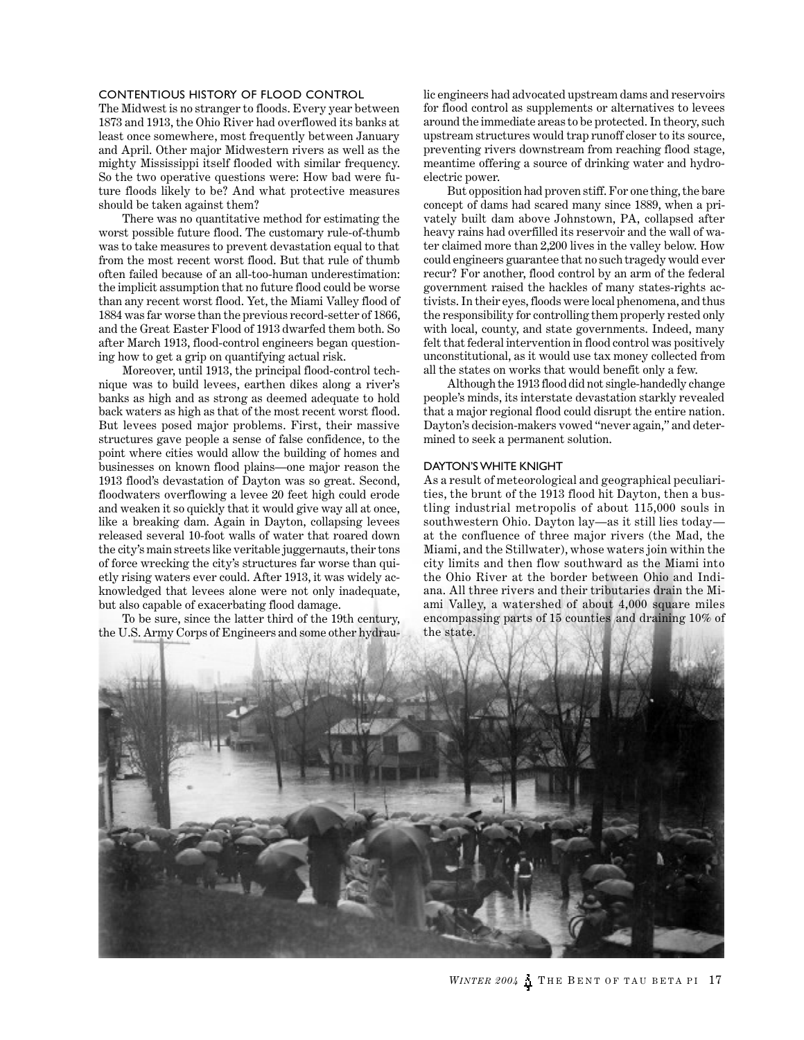## CONTENTIOUS HISTORY OF FLOOD CONTROL

The Midwest is no stranger to floods. Every year between 1873 and 1913, the Ohio River had overflowed its banks at least once somewhere, most frequently between January and April. Other major Midwestern rivers as well as the mighty Mississippi itself flooded with similar frequency. So the two operative questions were: How bad were future floods likely to be? And what protective measures should be taken against them?

There was no quantitative method for estimating the worst possible future flood. The customary rule-of-thumb was to take measures to prevent devastation equal to that from the most recent worst flood. But that rule of thumb often failed because of an all-too-human underestimation: the implicit assumption that no future flood could be worse than any recent worst flood. Yet, the Miami Valley flood of 1884 was far worse than the previous record-setter of 1866, and the Great Easter Flood of 1913 dwarfed them both. So after March 1913, flood-control engineers began questioning how to get a grip on quantifying actual risk.

Moreover, until 1913, the principal flood-control technique was to build levees, earthen dikes along a river's banks as high and as strong as deemed adequate to hold back waters as high as that of the most recent worst flood. But levees posed major problems. First, their massive structures gave people a sense of false confidence, to the point where cities would allow the building of homes and businesses on known flood plains—one major reason the 1913 flood's devastation of Dayton was so great. Second, floodwaters overflowing a levee 20 feet high could erode and weaken it so quickly that it would give way all at once, like a breaking dam. Again in Dayton, collapsing levees released several 10-foot walls of water that roared down the city's main streets like veritable juggernauts, their tons of force wrecking the city's structures far worse than quietly rising waters ever could. After 1913, it was widely acknowledged that levees alone were not only inadequate, but also capable of exacerbating flood damage.

To be sure, since the latter third of the 19th century, the U.S. Army Corps of Engineers and some other hydraulic engineers had advocated upstream dams and reservoirs for flood control as supplements or alternatives to levees around the immediate areas to be protected. In theory, such upstream structures would trap runoff closer to its source, preventing rivers downstream from reaching flood stage, meantime offering a source of drinking water and hydroelectric power.

But opposition had proven stiff. For one thing, the bare concept of dams had scared many since 1889, when a privately built dam above Johnstown, PA, collapsed after heavy rains had overfilled its reservoir and the wall of water claimed more than 2,200 lives in the valley below. How could engineers guarantee that no such tragedy would ever recur? For another, flood control by an arm of the federal government raised the hackles of many states-rights activists. In their eyes, floods were local phenomena, and thus the responsibility for controlling them properly rested only with local, county, and state governments. Indeed, many felt that federal intervention in flood control was positively unconstitutional, as it would use tax money collected from all the states on works that would benefit only a few.

Although the 1913 flood did not single-handedly change people's minds, its interstate devastation starkly revealed that a major regional flood could disrupt the entire nation. Dayton's decision-makers vowed "never again," and determined to seek a permanent solution.

## DAYTON'S WHITE KNIGHT

As a result of meteorological and geographical peculiarities, the brunt of the 1913 flood hit Dayton, then a bustling industrial metropolis of about 115,000 souls in southwestern Ohio. Dayton lay—as it still lies today—at the confluence of three major rivers (the Mad, the Miami, and the Stillwater), whose waters join within the city limits and then flow southward as the Miami into the Ohio River at the border between Ohio and Indiana. All three rivers and their tributaries drain the Miami Valley, a watershed of about 4,000 square miles encompassing parts of 15 counties and draining 10% of the state.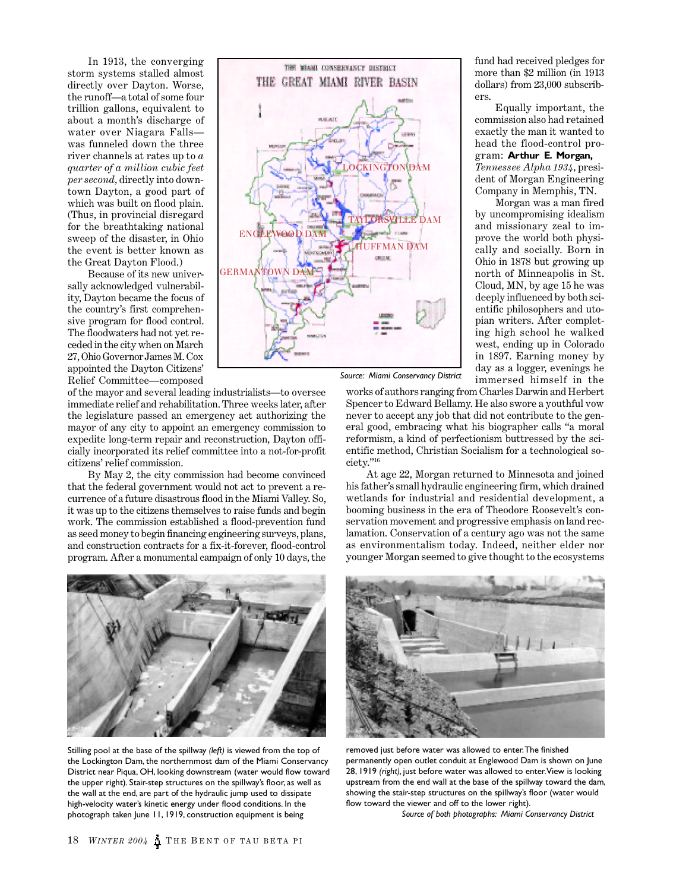In 1913, the converging storm systems stalled almost directly over Dayton. Worse, the runoff—a total of some four trillion gallons, equivalent to about a month's discharge of water over Niagara Falls—was funneled down the three river channels at rates up to *a quarter of a million cubic feet per second*, directly into downtown Dayton, a good part of which was built on flood plain. (Thus, in provincial disregard for the breathtaking national sweep of the disaster, in Ohio the event is better known as the Great Dayton Flood.)

Because of its new universally acknowledged vulnerability, Dayton became the focus of the country's first comprehensive program for flood control. The floodwaters had not yet receded in the city when on March 27, Ohio Governor James M. Cox appointed the Dayton Citizens' Relief Committee—composed of the mayor and several leading industrialists—to oversee immediate relief and rehabilitation. Three weeks later, after the legislature passed an emergency act authorizing the mayor of any city to appoint an emergency commission to expedite long-term repair and reconstruction, Dayton officially incorporated its relief committee into a not-for-profit citizens' relief commission.

By May 2, the city commission had become convinced that the federal government would not act to prevent a recurrence of a future disastrous flood in the Miami Valley. So, it was up to the citizens themselves to raise funds and begin work. The commission established a flood-prevention fund as seed money to begin financing engineering surveys, plans, and construction contracts for a fix-it-forever, flood-control program. After a monumental campaign of only 10 days, the fund had received pledges for more than $2 million (in 1913 dollars) from 23,000 subscribers.

Equally important, the commission also had retained exactly the man it wanted to head the flood-control program: **Arthur E. Morgan,** *Tennessee Alpha 1934*, president of Morgan Engineering Company in Memphis, TN.

Morgan was a man fired by uncompromising idealism and missionary zeal to improve the world both physically and socially. Born in Ohio in 1878 but growing up north of Minneapolis in St. Cloud, MN, by age 15 he was deeply influenced by both scientific philosophers and utopian writers. After completing high school he walked west, ending up in Colorado in 1897. Earning money by day as a logger, evenings he immersed himself in the works of authors ranging from Charles Darwin and Herbert Spencer to Edward Bellamy. He also swore a youthful vow never to accept any job that did not contribute to the general good, embracing what his biographer calls "a moral reformism, a kind of perfectionism buttressed by the scientific method, Christian Socialism for a technological society."[16]

At age 22, Morgan returned to Minnesota and joined his father's small hydraulic engineering firm, which drained wetlands for industrial and residential development, a booming business in the era of Theodore Roosevelt's conservation movement and progressive emphasis on land reclamation. Conservation of a century ago was not the same as environmentalism today. Indeed, neither elder nor younger Morgan seemed to give thought to the ecosystems

THE MIAMI CONSERVANCY DISTRICT — THE GREAT MIAMI RIVER BASIN (map showing Lockington Dam, Taylorsville Dam, Englewood Dam, Huffman Dam, Germantown Dam)

*Source: Miami Conservancy District*

Stilling pool at the base of the spillway *(left)* is viewed from the top of the Lockington Dam, the northernmost dam of the Miami Conservancy District near Piqua, OH, looking downstream (water would flow toward the upper right). Stair-step structures on the spillway's floor, as well as the wall at the end, are part of the hydraulic jump used to dissipate high-velocity water's kinetic energy under flood conditions. In the photograph taken June 11, 1919, construction equipment is being removed just before water was allowed to enter. The finished permanently open outlet conduit at Englewood Dam is shown on June 28, 1919 *(right)*, just before water was allowed to enter. View is looking upstream from the end wall at the base of the spillway toward the dam, showing the stair-step structures on the spillway's floor (water would flow toward the viewer and off to the lower right).

*Source of both photographs: Miami Conservancy District*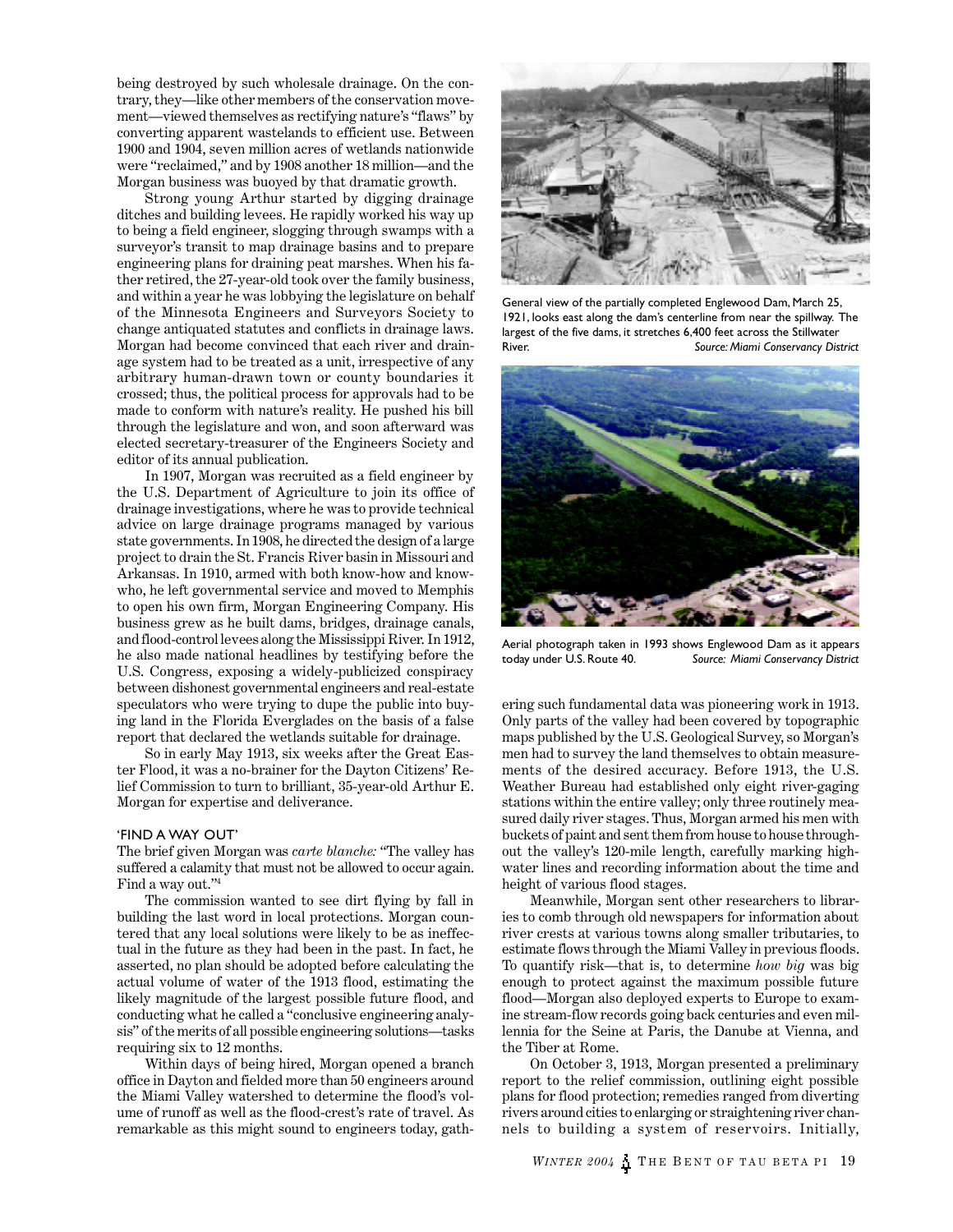being destroyed by such wholesale drainage. On the contrary, they—like other members of the conservation movement—viewed themselves as rectifying nature's "flaws" by converting apparent wastelands to efficient use. Between 1900 and 1904, seven million acres of wetlands nationwide were "reclaimed," and by 1908 another 18 million—and the Morgan business was buoyed by that dramatic growth.

Strong young Arthur started by digging drainage ditches and building levees. He rapidly worked his way up to being a field engineer, slogging through swamps with a surveyor's transit to map drainage basins and to prepare engineering plans for draining peat marshes. When his father retired, the 27-year-old took over the family business, and within a year he was lobbying the legislature on behalf of the Minnesota Engineers and Surveyors Society to change antiquated statutes and conflicts in drainage laws. Morgan had become convinced that each river and drainage system had to be treated as a unit, irrespective of any arbitrary human-drawn town or county boundaries it crossed; thus, the political process for approvals had to be made to conform with nature's reality. He pushed his bill through the legislature and won, and soon afterward was elected secretary-treasurer of the Engineers Society and editor of its annual publication.

In 1907, Morgan was recruited as a field engineer by the U.S. Department of Agriculture to join its office of drainage investigations, where he was to provide technical advice on large drainage programs managed by various state governments. In 1908, he directed the design of a large project to drain the St. Francis River basin in Missouri and Arkansas. In 1910, armed with both know-how and know-who, he left governmental service and moved to Memphis to open his own firm, Morgan Engineering Company. His business grew as he built dams, bridges, drainage canals, and flood-control levees along the Mississippi River. In 1912, he also made national headlines by testifying before the U.S. Congress, exposing a widely-publicized conspiracy between dishonest governmental engineers and real-estate speculators who were trying to dupe the public into buying land in the Florida Everglades on the basis of a false report that declared the wetlands suitable for drainage.

So in early May 1913, six weeks after the Great Easter Flood, it was a no-brainer for the Dayton Citizens' Relief Commission to turn to brilliant, 35-year-old Arthur E. Morgan for expertise and deliverance.

## 'FIND A WAY OUT'

The brief given Morgan was *carte blanche:* "The valley has suffered a calamity that must not be allowed to occur again. Find a way out."[4]

The commission wanted to see dirt flying by fall in building the last word in local protections. Morgan countered that any local solutions were likely to be as ineffectual in the future as they had been in the past. In fact, he asserted, no plan should be adopted before calculating the actual volume of water of the 1913 flood, estimating the likely magnitude of the largest possible future flood, and conducting what he called a "conclusive engineering analysis" of the merits of all possible engineering solutions—tasks requiring six to 12 months.

Within days of being hired, Morgan opened a branch office in Dayton and fielded more than 50 engineers around the Miami Valley watershed to determine the flood's volume of runoff as well as the flood-crest's rate of travel. As remarkable as this might sound to engineers today, gathering such fundamental data was pioneering work in 1913. Only parts of the valley had been covered by topographic maps published by the U.S. Geological Survey, so Morgan's men had to survey the land themselves to obtain measurements of the desired accuracy. Before 1913, the U.S. Weather Bureau had established only eight river-gaging stations within the entire valley; only three routinely measured daily river stages. Thus, Morgan armed his men with buckets of paint and sent them from house to house throughout the valley's 120-mile length, carefully marking high-water lines and recording information about the time and height of various flood stages.

Meanwhile, Morgan sent other researchers to libraries to comb through old newspapers for information about river crests at various towns along smaller tributaries, to estimate flows through the Miami Valley in previous floods. To quantify risk—that is, to determine *how big* was big enough to protect against the maximum possible future flood—Morgan also deployed experts to Europe to examine stream-flow records going back centuries and even millennia for the Seine at Paris, the Danube at Vienna, and the Tiber at Rome.

On October 3, 1913, Morgan presented a preliminary report to the relief commission, outlining eight possible plans for flood protection; remedies ranged from diverting rivers around cities to enlarging or straightening river channels to building a system of reservoirs. Initially,

General view of the partially completed Englewood Dam, March 25, 1921, looks east along the dam's centerline from near the spillway. The largest of the five dams, it stretches 6,400 feet across the Stillwater River. *Source: Miami Conservancy District*

Aerial photograph taken in 1993 shows Englewood Dam as it appears today under U.S. Route 40. *Source: Miami Conservancy District*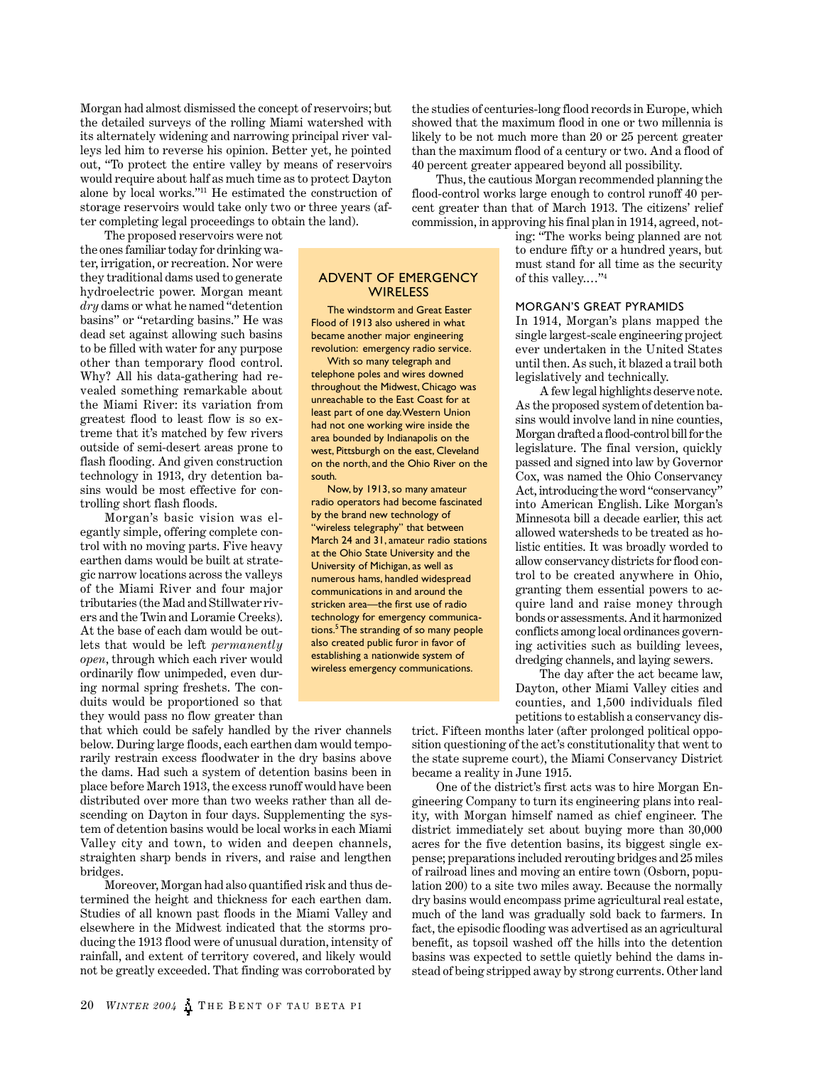Morgan had almost dismissed the concept of reservoirs; but the detailed surveys of the rolling Miami watershed with its alternately widening and narrowing principal river valleys led him to reverse his opinion. Better yet, he pointed out, "To protect the entire valley by means of reservoirs would require about half as much time as to protect Dayton alone by local works."[11] He estimated the construction of storage reservoirs would take only two or three years (after completing legal proceedings to obtain the land).

The proposed reservoirs were not the ones familiar today for drinking water, irrigation, or recreation. Nor were they traditional dams used to generate hydroelectric power. Morgan meant *dry* dams or what he named "detention basins" or "retarding basins." He was dead set against allowing such basins to be filled with water for any purpose other than temporary flood control. Why? All his data-gathering had revealed something remarkable about the Miami River: its variation from greatest flood to least flow is so extreme that it's matched by few rivers outside of semi-desert areas prone to flash flooding. And given construction technology in 1913, dry detention basins would be most effective for controlling short flash floods.

Morgan's basic vision was elegantly simple, offering complete control with no moving parts. Five heavy earthen dams would be built at strategic narrow locations across the valleys of the Miami River and four major tributaries (the Mad and Stillwater rivers and the Twin and Loramie Creeks). At the base of each dam would be outlets that would be left *permanently open*, through which each river would ordinarily flow unimpeded, even during normal spring freshets. The conduits would be proportioned so that they would pass no flow greater than that which could be safely handled by the river channels below. During large floods, each earthen dam would temporarily restrain excess floodwater in the dry basins above the dams. Had such a system of detention basins been in place before March 1913, the excess runoff would have been distributed over more than two weeks rather than all descending on Dayton in four days. Supplementing the system of detention basins would be local works in each Miami Valley city and town, to widen and deepen channels, straighten sharp bends in rivers, and raise and lengthen bridges.

Moreover, Morgan had also quantified risk and thus determined the height and thickness for each earthen dam. Studies of all known past floods in the Miami Valley and elsewhere in the Midwest indicated that the storms producing the 1913 flood were of unusual duration, intensity of rainfall, and extent of territory covered, and likely would not be greatly exceeded. That finding was corroborated by the studies of centuries-long flood records in Europe, which showed that the maximum flood in one or two millennia is likely to be not much more than 20 or 25 percent greater than the maximum flood of a century or two. And a flood of 40 percent greater appeared beyond all possibility.

Thus, the cautious Morgan recommended planning the flood-control works large enough to control runoff 40 percent greater than that of March 1913. The citizens' relief commission, in approving his final plan in 1914, agreed, noting: "The works being planned are not to endure fifty or a hundred years, but must stand for all time as the security of this valley...."[4]

> ### ADVENT OF EMERGENCY WIRELESS
>
> The windstorm and Great Easter Flood of 1913 also ushered in what became another major engineering revolution: emergency radio service.
>
> With so many telegraph and telephone poles and wires downed throughout the Midwest, Chicago was unreachable to the East Coast for at least part of one day. Western Union had not one working wire inside the area bounded by Indianapolis on the west, Pittsburgh on the east, Cleveland on the north, and the Ohio River on the south.
>
> Now, by 1913, so many amateur radio operators had become fascinated by the brand new technology of "wireless telegraphy" that between March 24 and 31, amateur radio stations at the Ohio State University and the University of Michigan, as well as numerous hams, handled widespread communications in and around the stricken area—the first use of radio technology for emergency communications.[5] The stranding of so many people also created public furor in favor of establishing a nationwide system of wireless emergency communications.

### MORGAN'S GREAT PYRAMIDS

In 1914, Morgan's plans mapped the single largest-scale engineering project ever undertaken in the United States until then. As such, it blazed a trail both legislatively and technically.

A few legal highlights deserve note. As the proposed system of detention basins would involve land in nine counties, Morgan drafted a flood-control bill for the legislature. The final version, quickly passed and signed into law by Governor Cox, was named the Ohio Conservancy Act, introducing the word "conservancy" into American English. Like Morgan's Minnesota bill a decade earlier, this act allowed watersheds to be treated as holistic entities. It was broadly worded to allow conservancy districts for flood control to be created anywhere in Ohio, granting them essential powers to acquire land and raise money through bonds or assessments. And it harmonized conflicts among local ordinances governing activities such as building levees, dredging channels, and laying sewers.

The day after the act became law, Dayton, other Miami Valley cities and counties, and 1,500 individuals filed petitions to establish a conservancy district. Fifteen months later (after prolonged political opposition questioning of the act's constitutionality that went to the state supreme court), the Miami Conservancy District became a reality in June 1915.

One of the district's first acts was to hire Morgan Engineering Company to turn its engineering plans into reality, with Morgan himself named as chief engineer. The district immediately set about buying more than 30,000 acres for the five detention basins, its biggest single expense; preparations included rerouting bridges and 25 miles of railroad lines and moving an entire town (Osborn, population 200) to a site two miles away. Because the normally dry basins would encompass prime agricultural real estate, much of the land was gradually sold back to farmers. In fact, the episodic flooding was advertised as an agricultural benefit, as topsoil washed off the hills into the detention basins was expected to settle quietly behind the dams instead of being stripped away by strong currents. Other land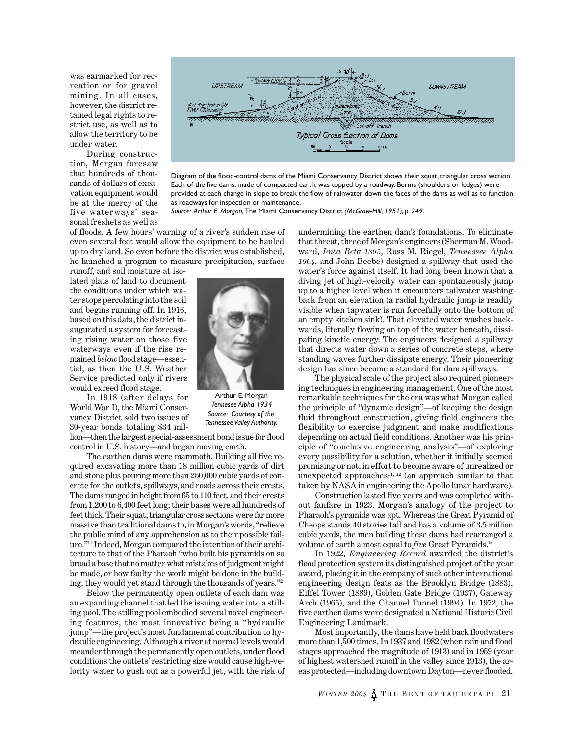was earmarked for recreation or for gravel mining. In all cases, however, the district retained legal rights to restrict use, as well as to allow the territory to be under water.

During construction, Morgan foresaw that hundreds of thousands of dollars of excavation equipment would be at the mercy of the five waterways' seasonal freshets as well as of floods. A few hours' warning of a river's sudden rise of even several feet would allow the equipment to be hauled up to dry land. So even before the district was established, he launched a program to measure precipitation, surface runoff, and soil moisture at isolated plats of land to document the conditions under which water stops percolating into the soil and begins running off. In 1916, based on this data, the district inaugurated a system for forecasting rising water on those five waterways even if the rise remained *below* flood stage—essential, as then the U.S. Weather Service predicted only if rivers would exceed flood stage.

Diagram of the flood-control dams of the Miami Conservancy District shows their squat, triangular cross section. Each of the five dams, made of compacted earth, was topped by a roadway. Berms (shoulders or ledges) were provided at each change in slope to break the flow of rainwater down the faces of the dams as well as to function as roadways for inspection or maintenance.
*Source: Arthur E. Morgan,* The Miami Conservancy District *(McGraw-Hill, 1951), p. 249.*

Arthur E. Morgan
*Tennessee Alpha 1934*
*Source: Courtesy of the Tennessee Valley Authority.*

In 1918 (after delays for World War I), the Miami Conservancy District sold two issues of 30-year bonds totaling $34 million—then the largest special-assessment bond issue for flood control in U.S. history—and began moving earth.

The earthen dams were mammoth. Building all five required excavating more than 18 million cubic yards of dirt and stone plus pouring more than 250,000 cubic yards of concrete for the outlets, spillways, and roads across their crests. The dams ranged in height from 65 to 110 feet, and their crests from 1,200 to 6,400 feet long; their bases were all hundreds of feet thick. Their squat, triangular cross sections were far more massive than traditional dams to, in Morgan's words, "relieve the public mind of any apprehension as to their possible failure."[11] Indeed, Morgan compared the intention of their architecture to that of the Pharaoh "who built his pyramids on so broad a base that no matter what mistakes of judgment might be made, or how faulty the work might be done in the building, they would yet stand through the thousands of years."[2]

Below the permanently open outlets of each dam was an expanding channel that led the issuing water into a stilling pool. The stilling pool embodied several novel engineering features, the most innovative being a "hydraulic jump"—the project's most fundamental contribution to hydraulic engineering. Although a river at normal levels would meander through the permanently open outlets, under flood conditions the outlets' restricting size would cause high-velocity water to gush out as a powerful jet, with the risk of undermining the earthen dam's foundations. To eliminate that threat, three of Morgan's engineers (Sherman M. Woodward, *Iowa Beta 1895*, Ross M. Riegel, *Tennessee Alpha 1904*, and John Beebe) designed a spillway that used the water's force against itself. It had long been known that a diving jet of high-velocity water can spontaneously jump up to a higher level when it encounters tailwater washing back from an elevation (a radial hydraulic jump is readily visible when tapwater is run forcefully onto the bottom of an empty kitchen sink). That elevated water washes backwards, literally flowing on top of the water beneath, dissipating kinetic energy. The engineers designed a spillway that directs water down a series of concrete steps, where standing waves further dissipate energy. Their pioneering design has since become a standard for dam spillways.

The physical scale of the project also required pioneering techniques in engineering management. One of the most remarkable techniques for the era was what Morgan called the principle of "dynamic design"—of keeping the design fluid throughout construction, giving field engineers the flexibility to exercise judgment and make modifications depending on actual field conditions. Another was his principle of "conclusive engineering analysis"—of exploring every possibility for a solution, whether it initially seemed promising or not, in effort to become aware of unrealized or unexpected approaches[11, 12] (an approach similar to that taken by NASA in engineering the Apollo lunar hardware).

Construction lasted five years and was completed without fanfare in 1923. Morgan's analogy of the project to Pharaoh's pyramids was apt. Whereas the Great Pyramid of Cheops stands 40 stories tall and has a volume of 3.5 million cubic yards, the men building these dams had rearranged a volume of earth almost equal to *five* Great Pyramids.[15]

In 1922, *Engineering Record* awarded the district's flood protection system its distinguished project of the year award, placing it in the company of such other international engineering design feats as the Brooklyn Bridge (1883), Eiffel Tower (1889), Golden Gate Bridge (1937), Gateway Arch (1965), and the Channel Tunnel (1994). In 1972, the five earthen dams were designated a National Historic Civil Engineering Landmark.

Most importantly, the dams have held back floodwaters more than 1,500 times. In 1937 and 1982 (when rain and flood stages approached the magnitude of 1913) and in 1959 (year of highest watershed runoff in the valley since 1913), the areas protected—including downtown Dayton—never flooded.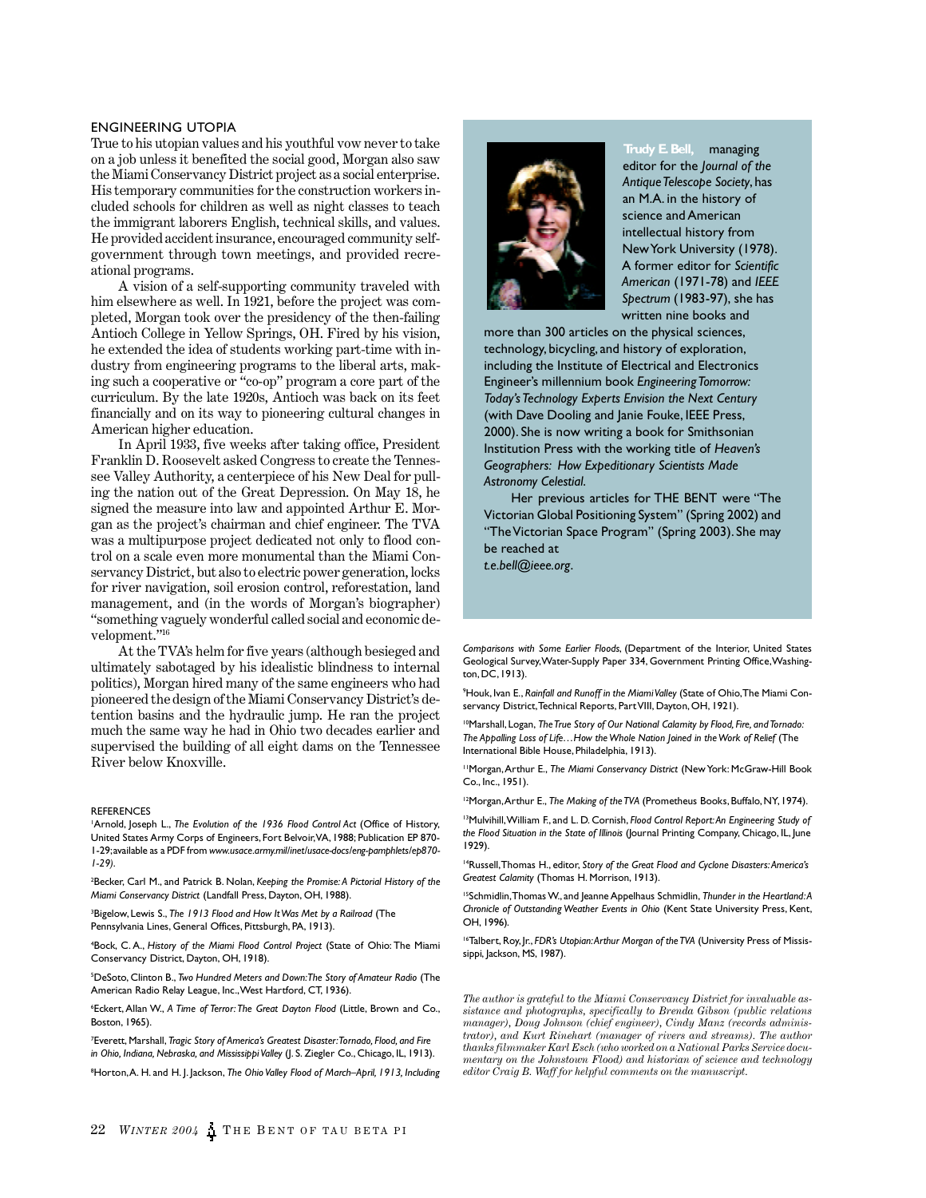## ENGINEERING UTOPIA

True to his utopian values and his youthful vow never to take on a job unless it benefited the social good, Morgan also saw the Miami Conservancy District project as a social enterprise. His temporary communities for the construction workers included schools for children as well as night classes to teach the immigrant laborers English, technical skills, and values. He provided accident insurance, encouraged community self-government through town meetings, and provided recreational programs.

A vision of a self-supporting community traveled with him elsewhere as well. In 1921, before the project was completed, Morgan took over the presidency of the then-failing Antioch College in Yellow Springs, OH. Fired by his vision, he extended the idea of students working part-time with industry from engineering programs to the liberal arts, making such a cooperative or "co-op" program a core part of the curriculum. By the late 1920s, Antioch was back on its feet financially and on its way to pioneering cultural changes in American higher education.

In April 1933, five weeks after taking office, President Franklin D. Roosevelt asked Congress to create the Tennessee Valley Authority, a centerpiece of his New Deal for pulling the nation out of the Great Depression. On May 18, he signed the measure into law and appointed Arthur E. Morgan as the project's chairman and chief engineer. The TVA was a multipurpose project dedicated not only to flood control on a scale even more monumental than the Miami Conservancy District, but also to electric power generation, locks for river navigation, soil erosion control, reforestation, land management, and (in the words of Morgan's biographer) "something vaguely wonderful called social and economic development."[16]

At the TVA's helm for five years (although besieged and ultimately sabotaged by his idealistic blindness to internal politics), Morgan hired many of the same engineers who had pioneered the design of the Miami Conservancy District's detention basins and the hydraulic jump. He ran the project much the same way he had in Ohio two decades earlier and supervised the building of all eight dams on the Tennessee River below Knoxville.

**Trudy E. Bell,** managing editor for the *Journal of the Antique Telescope Society*, has an M.A. in the history of science and American intellectual history from New York University (1978). A former editor for *Scientific American* (1971-78) and *IEEE Spectrum* (1983-97), she has written nine books and more than 300 articles on the physical sciences, technology, bicycling, and history of exploration, including the Institute of Electrical and Electronics Engineer's millennium book *Engineering Tomorrow: Today's Technology Experts Envision the Next Century* (with Dave Dooling and Janie Fouke, IEEE Press, 2000). She is now writing a book for Smithsonian Institution Press with the working title of *Heaven's Geographers: How Expeditionary Scientists Made Astronomy Celestial*.

Her previous articles for THE BENT were "The Victorian Global Positioning System" (Spring 2002) and "The Victorian Space Program" (Spring 2003). She may be reached at *t.e.bell@ieee.org*.

### REFERENCES

[1] Arnold, Joseph L., *The Evolution of the 1936 Flood Control Act* (Office of History, United States Army Corps of Engineers, Fort Belvoir, VA, 1988; Publication EP 870-1-29; available as a PDF from *www.usace.army.mil/inet/usace-docs/eng-pamphlets/ep870-1-29)*.

[2] Becker, Carl M., and Patrick B. Nolan, *Keeping the Promise: A Pictorial History of the Miami Conservancy District* (Landfall Press, Dayton, OH, 1988).

[3] Bigelow, Lewis S., *The 1913 Flood and How It Was Met by a Railroad* (The Pennsylvania Lines, General Offices, Pittsburgh, PA, 1913).

[4] Bock, C. A., *History of the Miami Flood Control Project* (State of Ohio: The Miami Conservancy District, Dayton, OH, 1918).

[5] DeSoto, Clinton B., *Two Hundred Meters and Down: The Story of Amateur Radio* (The American Radio Relay League, Inc., West Hartford, CT, 1936).

[6] Eckert, Allan W., *A Time of Terror: The Great Dayton Flood* (Little, Brown and Co., Boston, 1965).

[7] Everett, Marshall, *Tragic Story of America's Greatest Disaster: Tornado, Flood, and Fire in Ohio, Indiana, Nebraska, and Mississippi Valley* (J. S. Ziegler Co., Chicago, IL, 1913).

[8] Horton, A. H. and H. J. Jackson, *The Ohio Valley Flood of March–April, 1913, Including Comparisons with Some Earlier Floods*, (Department of the Interior, United States Geological Survey, Water-Supply Paper 334, Government Printing Office, Washington, DC, 1913).

[9] Houk, Ivan E., *Rainfall and Runoff in the Miami Valley* (State of Ohio, The Miami Conservancy District, Technical Reports, Part VIII, Dayton, OH, 1921).

[10] Marshall, Logan, *The True Story of Our National Calamity by Flood, Fire, and Tornado: The Appalling Loss of Life…How the Whole Nation Joined in the Work of Relief* (The International Bible House, Philadelphia, 1913).

[11] Morgan, Arthur E., *The Miami Conservancy District* (New York: McGraw-Hill Book Co., Inc., 1951).

[12] Morgan, Arthur E., *The Making of the TVA* (Prometheus Books, Buffalo, NY, 1974).

[13] Mulvihill, William F., and L. D. Cornish, *Flood Control Report: An Engineering Study of the Flood Situation in the State of Illinois* (Journal Printing Company, Chicago, IL, June 1929).

[14] Russell, Thomas H., editor, *Story of the Great Flood and Cyclone Disasters: America's Greatest Calamity* (Thomas H. Morrison, 1913).

[15] Schmidlin, Thomas W., and Jeanne Appelhaus Schmidlin, *Thunder in the Heartland: A Chronicle of Outstanding Weather Events in Ohio* (Kent State University Press, Kent, OH, 1996).

[16] Talbert, Roy, Jr., *FDR's Utopian: Arthur Morgan of the TVA* (University Press of Mississippi, Jackson, MS, 1987).

*The author is grateful to the Miami Conservancy District for invaluable assistance and photographs, specifically to Brenda Gibson (public relations manager), Doug Johnson (chief engineer), Cindy Manz (records administrator), and Kurt Rinehart (manager of rivers and streams). The author thanks filmmaker Karl Esch (who worked on a National Parks Service documentary on the Johnstown Flood) and historian of science and technology editor Craig B. Waff for helpful comments on the manuscript.*